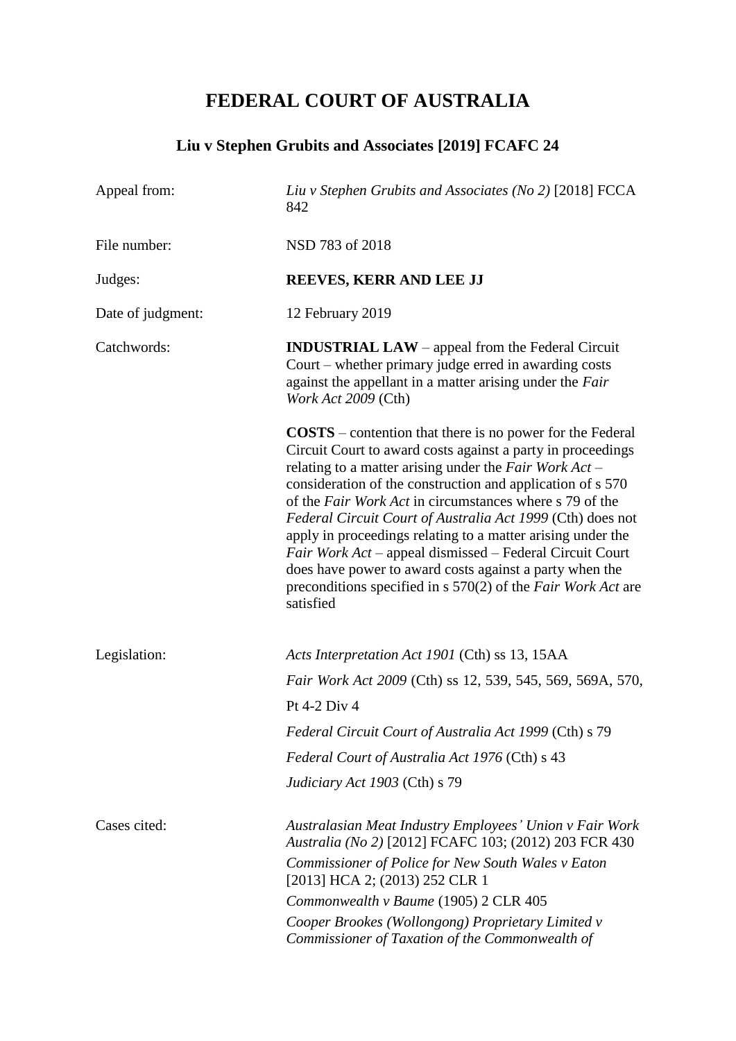# FEDERAL COURT OF AUSTRALIA

## Liu v Stephen Grubits and Associates [2019] FCAFC 24

| | |
|---|---|
| Appeal from: | *Liu v Stephen Grubits and Associates (No 2)* [2018] FCCA 842 |
| File number: | NSD 783 of 2018 |
| Judges: | **REEVES, KERR AND LEE JJ** |
| Date of judgment: | 12 February 2019 |
| Catchwords: | **INDUSTRIAL LAW** – appeal from the Federal Circuit Court – whether primary judge erred in awarding costs against the appellant in a matter arising under the *Fair Work Act 2009* (Cth)<br><br>**COSTS** – contention that there is no power for the Federal Circuit Court to award costs against a party in proceedings relating to a matter arising under the *Fair Work Act* – consideration of the construction and application of s 570 of the *Fair Work Act* in circumstances where s 79 of the *Federal Circuit Court of Australia Act 1999* (Cth) does not apply in proceedings relating to a matter arising under the *Fair Work Act* – appeal dismissed – Federal Circuit Court does have power to award costs against a party when the preconditions specified in s 570(2) of the *Fair Work Act* are satisfied |
| Legislation: | *Acts Interpretation Act 1901* (Cth) ss 13, 15AA<br>*Fair Work Act 2009* (Cth) ss 12, 539, 545, 569, 569A, 570, Pt 4-2 Div 4<br>*Federal Circuit Court of Australia Act 1999* (Cth) s 79<br>*Federal Court of Australia Act 1976* (Cth) s 43<br>*Judiciary Act 1903* (Cth) s 79 |
| Cases cited: | *Australasian Meat Industry Employees' Union v Fair Work Australia (No 2)* [2012] FCAFC 103; (2012) 203 FCR 430<br>*Commissioner of Police for New South Wales v Eaton* [2013] HCA 2; (2013) 252 CLR 1<br>*Commonwealth v Baume* (1905) 2 CLR 405<br>*Cooper Brookes (Wollongong) Proprietary Limited v Commissioner of Taxation of the Commonwealth of* |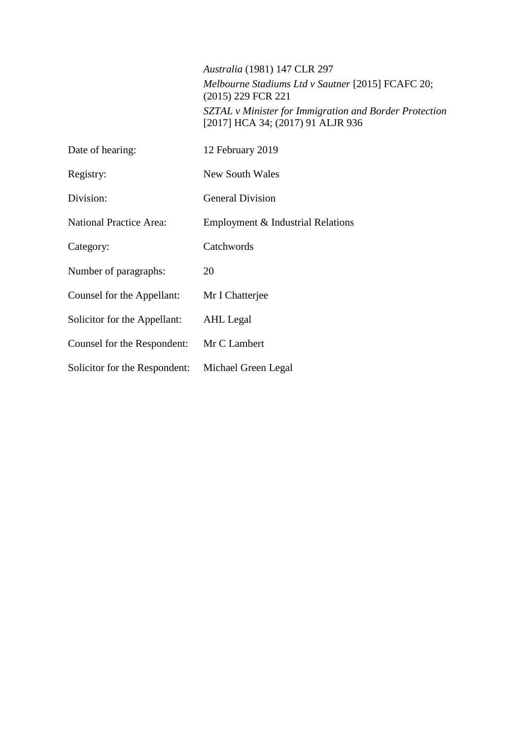| | |
|---|---|
| | *Australia* (1981) 147 CLR 297 |
| | *Melbourne Stadiums Ltd v Sautner* [2015] FCAFC 20; (2015) 229 FCR 221 |
| | *SZTAL v Minister for Immigration and Border Protection* [2017] HCA 34; (2017) 91 ALJR 936 |
| Date of hearing: | 12 February 2019 |
| Registry: | New South Wales |
| Division: | General Division |
| National Practice Area: | Employment & Industrial Relations |
| Category: | Catchwords |
| Number of paragraphs: | 20 |
| Counsel for the Appellant: | Mr I Chatterjee |
| Solicitor for the Appellant: | AHL Legal |
| Counsel for the Respondent: | Mr C Lambert |
| Solicitor for the Respondent: | Michael Green Legal |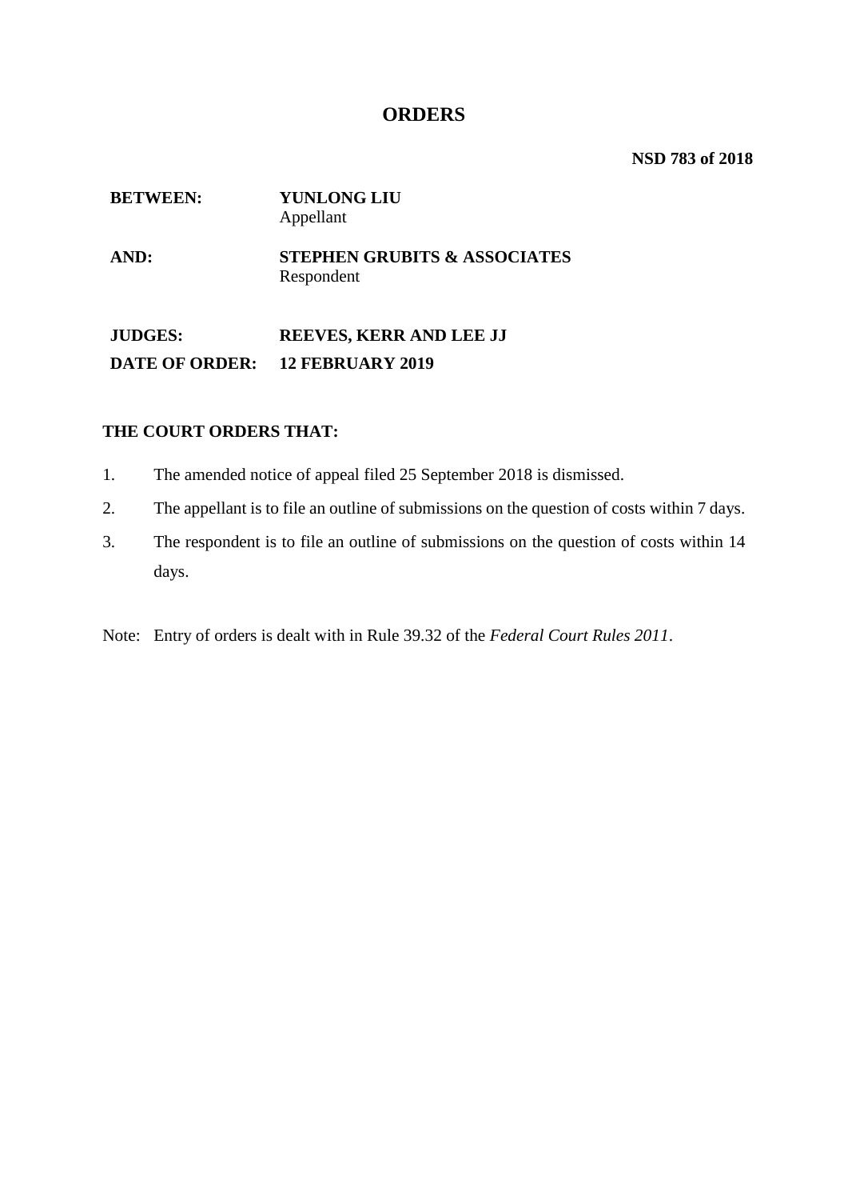# ORDERS

**NSD 783 of 2018**

| | |
|---|---|
| **BETWEEN:** | **YUNLONG LIU**<br>Appellant |
| **AND:** | **STEPHEN GRUBITS & ASSOCIATES**<br>Respondent |
| **JUDGES:** | **REEVES, KERR AND LEE JJ** |
| **DATE OF ORDER:** | **12 FEBRUARY 2019** |

**THE COURT ORDERS THAT:**

1. The amended notice of appeal filed 25 September 2018 is dismissed.
2. The appellant is to file an outline of submissions on the question of costs within 7 days.
3. The respondent is to file an outline of submissions on the question of costs within 14 days.

Note: Entry of orders is dealt with in Rule 39.32 of the *Federal Court Rules 2011*.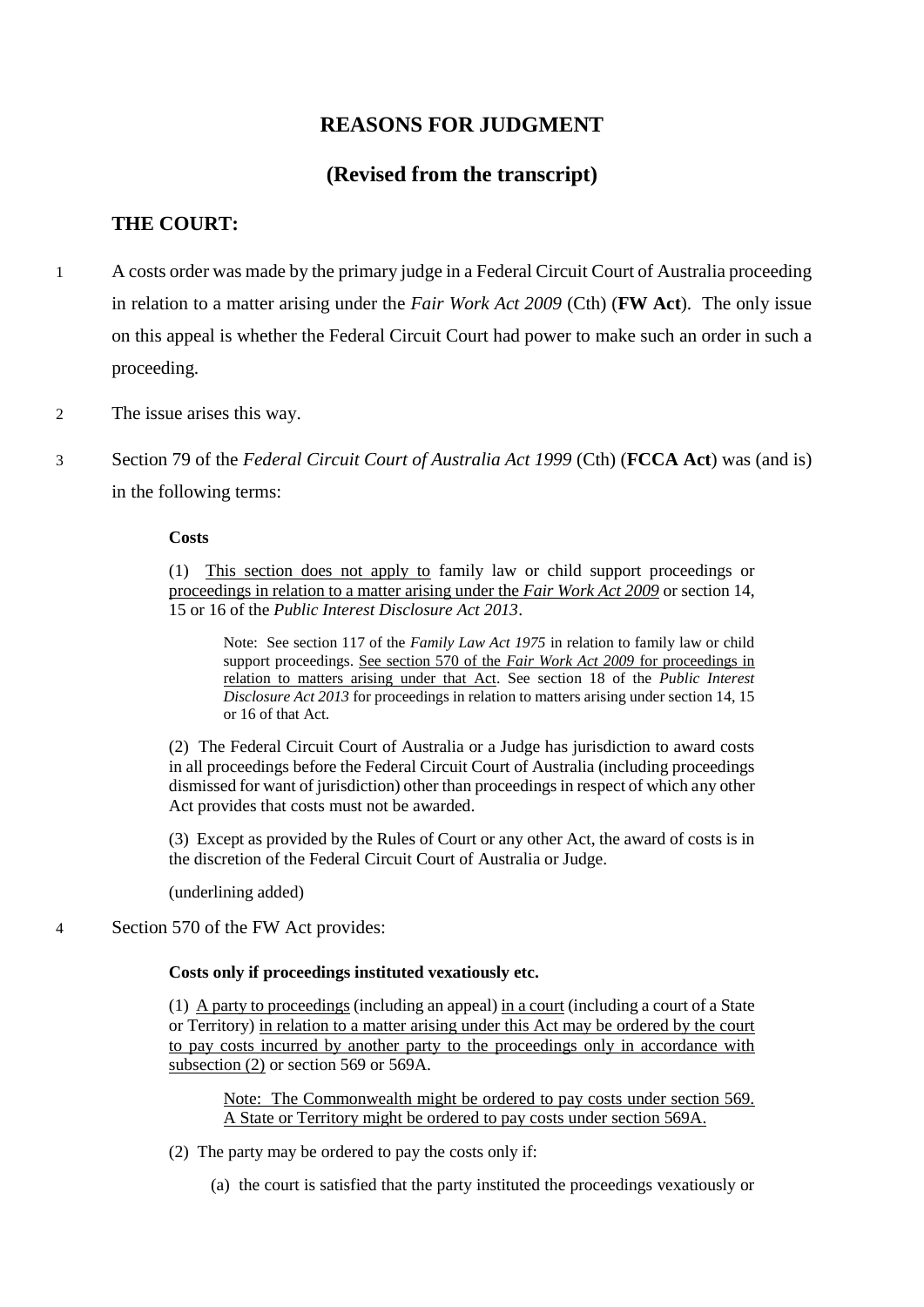# REASONS FOR JUDGMENT

## (Revised from the transcript)

### THE COURT:

1 A costs order was made by the primary judge in a Federal Circuit Court of Australia proceeding in relation to a matter arising under the *Fair Work Act 2009* (Cth) (**FW Act**). The only issue on this appeal is whether the Federal Circuit Court had power to make such an order in such a proceeding.

2 The issue arises this way.

3 Section 79 of the *Federal Circuit Court of Australia Act 1999* (Cth) (**FCCA Act**) was (and is) in the following terms:

> **Costs**
>
> (1) <u>This section does not apply to</u> family law or child support proceedings or <u>proceedings in relation to a matter arising under the *Fair Work Act 2009*</u> or section 14, 15 or 16 of the *Public Interest Disclosure Act 2013*.
>
> > Note: See section 117 of the *Family Law Act 1975* in relation to family law or child support proceedings. <u>See section 570 of the *Fair Work Act 2009* for proceedings in relation to matters arising under that Act</u>. See section 18 of the *Public Interest Disclosure Act 2013* for proceedings in relation to matters arising under section 14, 15 or 16 of that Act.
>
> (2) The Federal Circuit Court of Australia or a Judge has jurisdiction to award costs in all proceedings before the Federal Circuit Court of Australia (including proceedings dismissed for want of jurisdiction) other than proceedings in respect of which any other Act provides that costs must not be awarded.
>
> (3) Except as provided by the Rules of Court or any other Act, the award of costs is in the discretion of the Federal Circuit Court of Australia or Judge.
>
> (underlining added)

4 Section 570 of the FW Act provides:

> **Costs only if proceedings instituted vexatiously etc.**
>
> (1) <u>A party to proceedings</u> (including an appeal) <u>in a court</u> (including a court of a State or Territory) <u>in relation to a matter arising under this Act may be ordered by the court to pay costs incurred by another party to the proceedings only in accordance with subsection (2)</u> or section 569 or 569A.
>
> > <u>Note: The Commonwealth might be ordered to pay costs under section 569. A State or Territory might be ordered to pay costs under section 569A.</u>
>
> (2) The party may be ordered to pay the costs only if:
>
> > (a) the court is satisfied that the party instituted the proceedings vexatiously or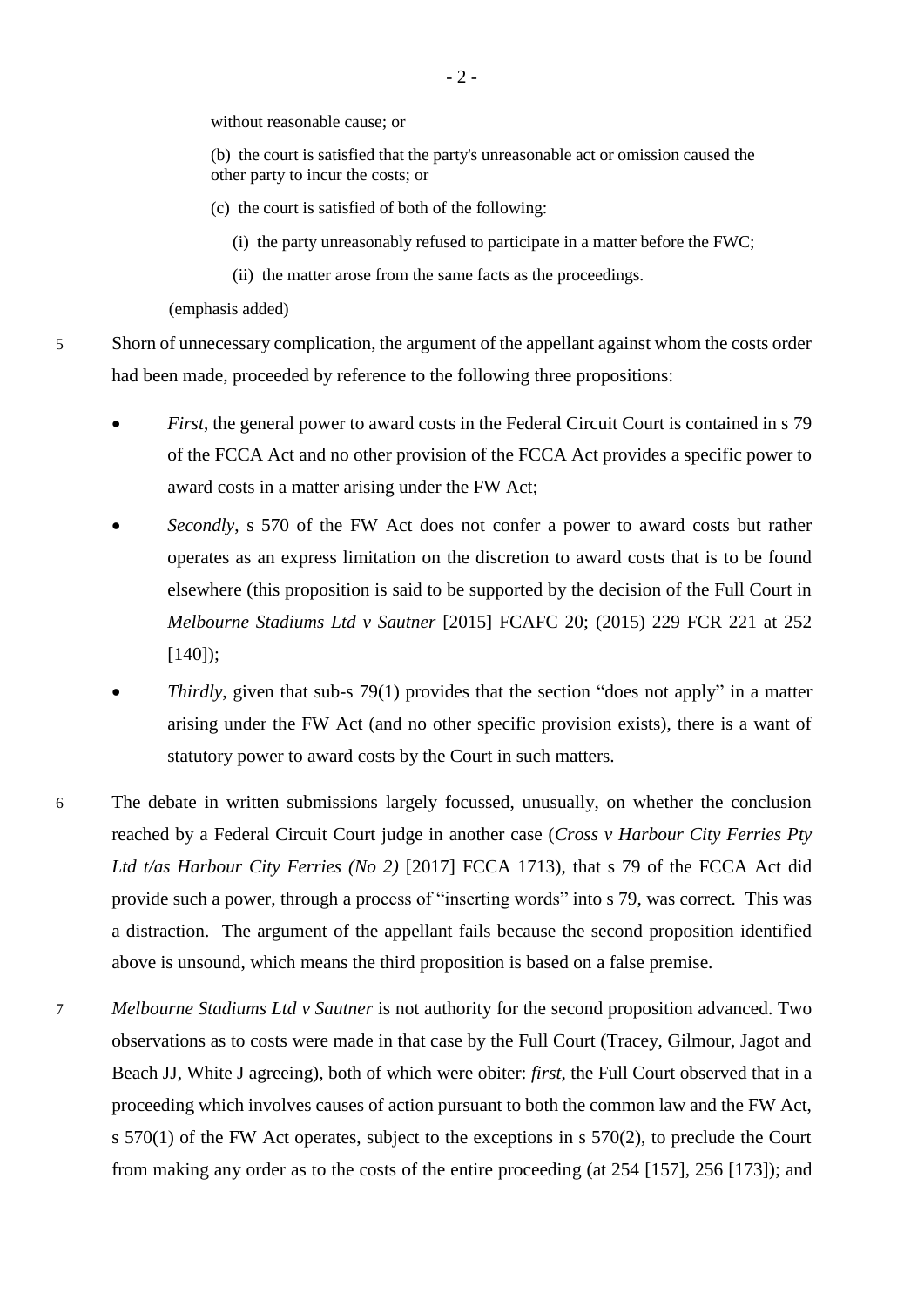without reasonable cause; or

(b) the court is satisfied that the party's unreasonable act or omission caused the other party to incur the costs; or

(c) the court is satisfied of both of the following:

(i) the party unreasonably refused to participate in a matter before the FWC;

(ii) the matter arose from the same facts as the proceedings.

(emphasis added)

5 Shorn of unnecessary complication, the argument of the appellant against whom the costs order had been made, proceeded by reference to the following three propositions:

- *First*, the general power to award costs in the Federal Circuit Court is contained in s 79 of the FCCA Act and no other provision of the FCCA Act provides a specific power to award costs in a matter arising under the FW Act;
- *Secondly*, s 570 of the FW Act does not confer a power to award costs but rather operates as an express limitation on the discretion to award costs that is to be found elsewhere (this proposition is said to be supported by the decision of the Full Court in *Melbourne Stadiums Ltd v Sautner* [2015] FCAFC 20; (2015) 229 FCR 221 at 252 [140]);
- *Thirdly*, given that sub-s 79(1) provides that the section "does not apply" in a matter arising under the FW Act (and no other specific provision exists), there is a want of statutory power to award costs by the Court in such matters.

6 The debate in written submissions largely focussed, unusually, on whether the conclusion reached by a Federal Circuit Court judge in another case (*Cross v Harbour City Ferries Pty Ltd t/as Harbour City Ferries (No 2)* [2017] FCCA 1713), that s 79 of the FCCA Act did provide such a power, through a process of "inserting words" into s 79, was correct. This was a distraction. The argument of the appellant fails because the second proposition identified above is unsound, which means the third proposition is based on a false premise.

7 *Melbourne Stadiums Ltd v Sautner* is not authority for the second proposition advanced. Two observations as to costs were made in that case by the Full Court (Tracey, Gilmour, Jagot and Beach JJ, White J agreeing), both of which were obiter: *first*, the Full Court observed that in a proceeding which involves causes of action pursuant to both the common law and the FW Act, s 570(1) of the FW Act operates, subject to the exceptions in s 570(2), to preclude the Court from making any order as to the costs of the entire proceeding (at 254 [157], 256 [173]); and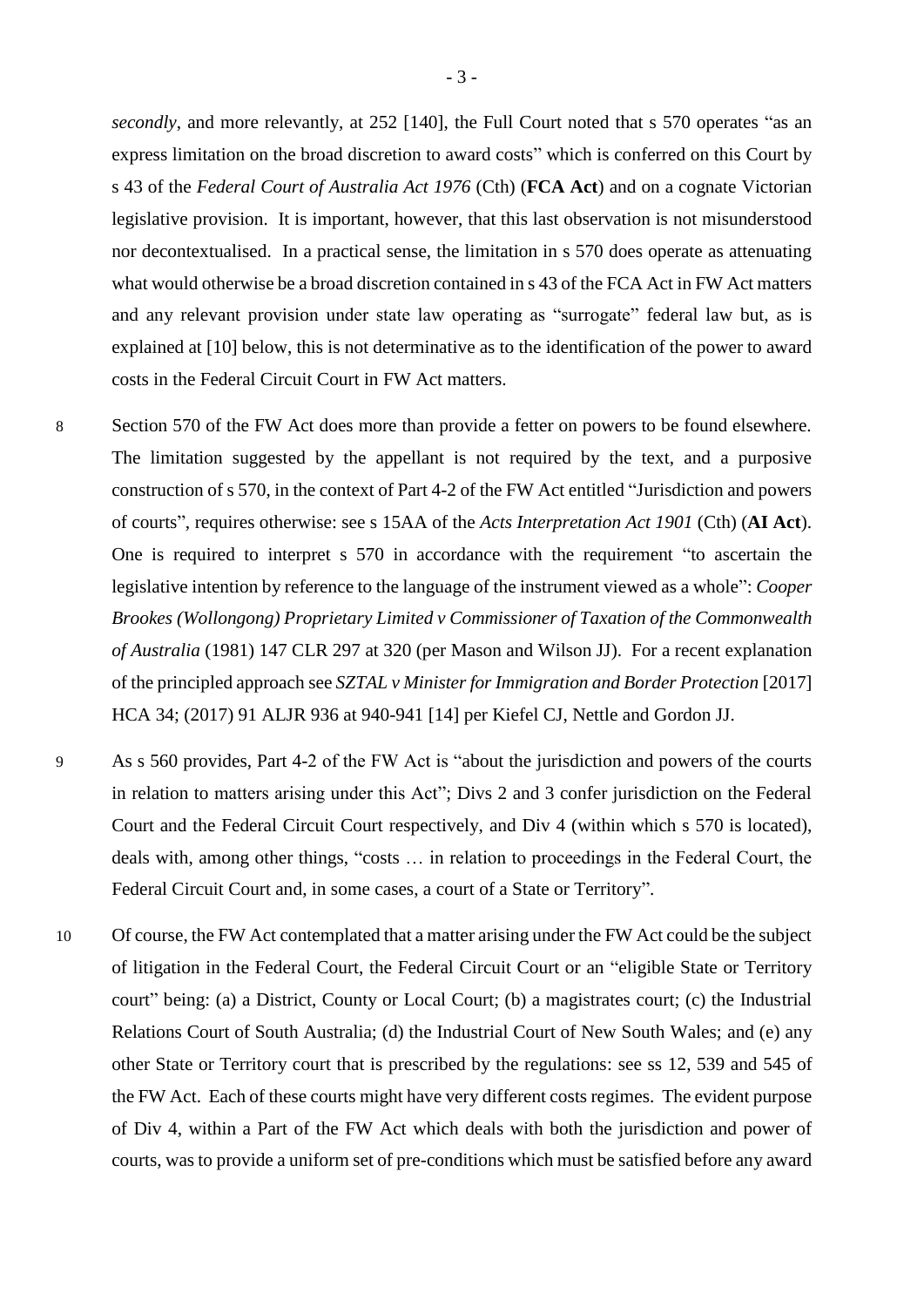*secondly*, and more relevantly, at 252 [140], the Full Court noted that s 570 operates "as an express limitation on the broad discretion to award costs" which is conferred on this Court by s 43 of the *Federal Court of Australia Act 1976* (Cth) (**FCA Act**) and on a cognate Victorian legislative provision. It is important, however, that this last observation is not misunderstood nor decontextualised. In a practical sense, the limitation in s 570 does operate as attenuating what would otherwise be a broad discretion contained in s 43 of the FCA Act in FW Act matters and any relevant provision under state law operating as "surrogate" federal law but, as is explained at [10] below, this is not determinative as to the identification of the power to award costs in the Federal Circuit Court in FW Act matters.

8 Section 570 of the FW Act does more than provide a fetter on powers to be found elsewhere. The limitation suggested by the appellant is not required by the text, and a purposive construction of s 570, in the context of Part 4-2 of the FW Act entitled "Jurisdiction and powers of courts", requires otherwise: see s 15AA of the *Acts Interpretation Act 1901* (Cth) (**AI Act**). One is required to interpret s 570 in accordance with the requirement "to ascertain the legislative intention by reference to the language of the instrument viewed as a whole": *Cooper Brookes (Wollongong) Proprietary Limited v Commissioner of Taxation of the Commonwealth of Australia* (1981) 147 CLR 297 at 320 (per Mason and Wilson JJ). For a recent explanation of the principled approach see *SZTAL v Minister for Immigration and Border Protection* [2017] HCA 34; (2017) 91 ALJR 936 at 940-941 [14] per Kiefel CJ, Nettle and Gordon JJ.

9 As s 560 provides, Part 4-2 of the FW Act is "about the jurisdiction and powers of the courts in relation to matters arising under this Act"; Divs 2 and 3 confer jurisdiction on the Federal Court and the Federal Circuit Court respectively, and Div 4 (within which s 570 is located), deals with, among other things, "costs … in relation to proceedings in the Federal Court, the Federal Circuit Court and, in some cases, a court of a State or Territory".

10 Of course, the FW Act contemplated that a matter arising under the FW Act could be the subject of litigation in the Federal Court, the Federal Circuit Court or an "eligible State or Territory court" being: (a) a District, County or Local Court; (b) a magistrates court; (c) the Industrial Relations Court of South Australia; (d) the Industrial Court of New South Wales; and (e) any other State or Territory court that is prescribed by the regulations: see ss 12, 539 and 545 of the FW Act. Each of these courts might have very different costs regimes. The evident purpose of Div 4, within a Part of the FW Act which deals with both the jurisdiction and power of courts, was to provide a uniform set of pre-conditions which must be satisfied before any award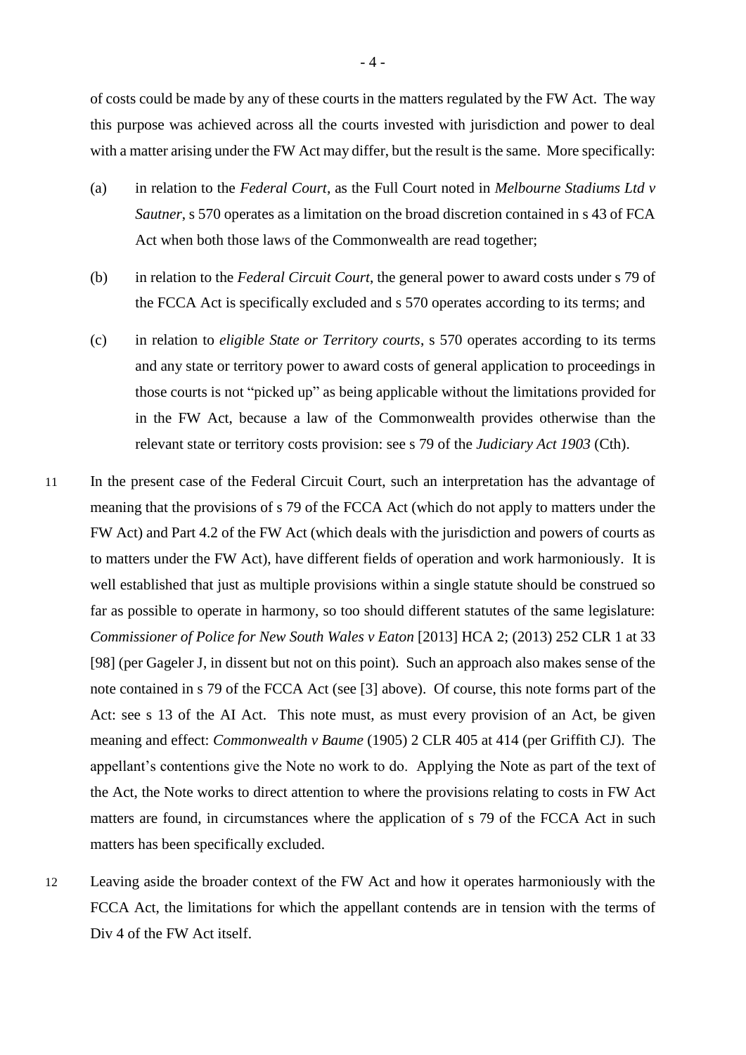of costs could be made by any of these courts in the matters regulated by the FW Act. The way this purpose was achieved across all the courts invested with jurisdiction and power to deal with a matter arising under the FW Act may differ, but the result is the same. More specifically:

(a) in relation to the *Federal Court*, as the Full Court noted in *Melbourne Stadiums Ltd v Sautner*, s 570 operates as a limitation on the broad discretion contained in s 43 of FCA Act when both those laws of the Commonwealth are read together;

(b) in relation to the *Federal Circuit Court*, the general power to award costs under s 79 of the FCCA Act is specifically excluded and s 570 operates according to its terms; and

(c) in relation to *eligible State or Territory courts*, s 570 operates according to its terms and any state or territory power to award costs of general application to proceedings in those courts is not "picked up" as being applicable without the limitations provided for in the FW Act, because a law of the Commonwealth provides otherwise than the relevant state or territory costs provision: see s 79 of the *Judiciary Act 1903* (Cth).

11 In the present case of the Federal Circuit Court, such an interpretation has the advantage of meaning that the provisions of s 79 of the FCCA Act (which do not apply to matters under the FW Act) and Part 4.2 of the FW Act (which deals with the jurisdiction and powers of courts as to matters under the FW Act), have different fields of operation and work harmoniously. It is well established that just as multiple provisions within a single statute should be construed so far as possible to operate in harmony, so too should different statutes of the same legislature: *Commissioner of Police for New South Wales v Eaton* [2013] HCA 2; (2013) 252 CLR 1 at 33 [98] (per Gageler J, in dissent but not on this point). Such an approach also makes sense of the note contained in s 79 of the FCCA Act (see [3] above). Of course, this note forms part of the Act: see s 13 of the AI Act. This note must, as must every provision of an Act, be given meaning and effect: *Commonwealth v Baume* (1905) 2 CLR 405 at 414 (per Griffith CJ). The appellant's contentions give the Note no work to do. Applying the Note as part of the text of the Act, the Note works to direct attention to where the provisions relating to costs in FW Act matters are found, in circumstances where the application of s 79 of the FCCA Act in such matters has been specifically excluded.

12 Leaving aside the broader context of the FW Act and how it operates harmoniously with the FCCA Act, the limitations for which the appellant contends are in tension with the terms of Div 4 of the FW Act itself.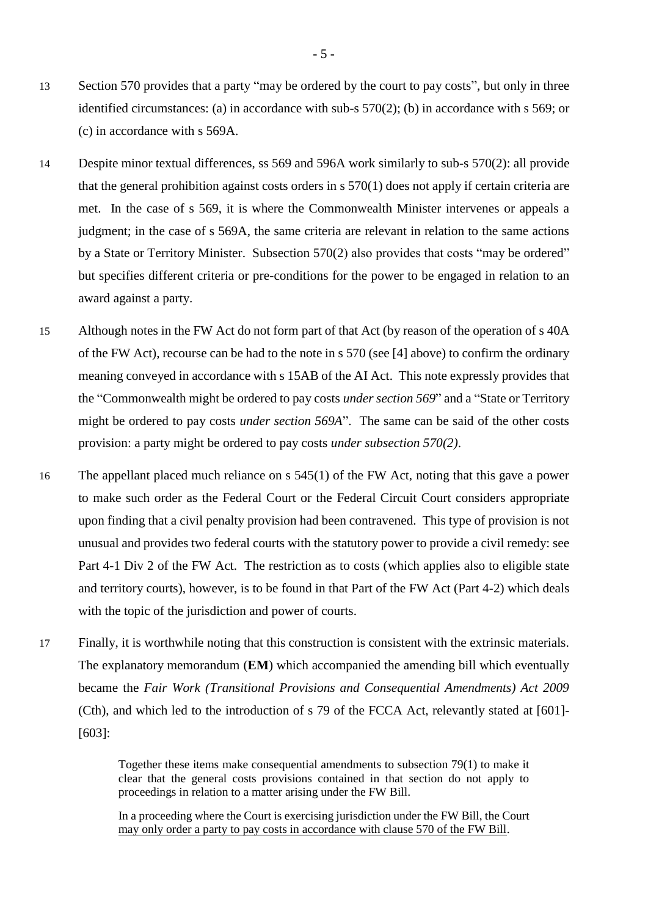13 Section 570 provides that a party "may be ordered by the court to pay costs", but only in three identified circumstances: (a) in accordance with sub-s 570(2); (b) in accordance with s 569; or (c) in accordance with s 569A.

14 Despite minor textual differences, ss 569 and 596A work similarly to sub-s 570(2): all provide that the general prohibition against costs orders in s 570(1) does not apply if certain criteria are met. In the case of s 569, it is where the Commonwealth Minister intervenes or appeals a judgment; in the case of s 569A, the same criteria are relevant in relation to the same actions by a State or Territory Minister. Subsection 570(2) also provides that costs "may be ordered" but specifies different criteria or pre-conditions for the power to be engaged in relation to an award against a party.

15 Although notes in the FW Act do not form part of that Act (by reason of the operation of s 40A of the FW Act), recourse can be had to the note in s 570 (see [4] above) to confirm the ordinary meaning conveyed in accordance with s 15AB of the AI Act. This note expressly provides that the "Commonwealth might be ordered to pay costs *under section 569*" and a "State or Territory might be ordered to pay costs *under section 569A*". The same can be said of the other costs provision: a party might be ordered to pay costs *under subsection 570(2)*.

16 The appellant placed much reliance on s 545(1) of the FW Act, noting that this gave a power to make such order as the Federal Court or the Federal Circuit Court considers appropriate upon finding that a civil penalty provision had been contravened. This type of provision is not unusual and provides two federal courts with the statutory power to provide a civil remedy: see Part 4-1 Div 2 of the FW Act. The restriction as to costs (which applies also to eligible state and territory courts), however, is to be found in that Part of the FW Act (Part 4-2) which deals with the topic of the jurisdiction and power of courts.

17 Finally, it is worthwhile noting that this construction is consistent with the extrinsic materials. The explanatory memorandum (**EM**) which accompanied the amending bill which eventually became the *Fair Work (Transitional Provisions and Consequential Amendments) Act 2009* (Cth), and which led to the introduction of s 79 of the FCCA Act, relevantly stated at [601]-[603]:

> Together these items make consequential amendments to subsection 79(1) to make it clear that the general costs provisions contained in that section do not apply to proceedings in relation to a matter arising under the FW Bill.
>
> In a proceeding where the Court is exercising jurisdiction under the FW Bill, the Court <u>may only order a party to pay costs in accordance with clause 570 of the FW Bill</u>.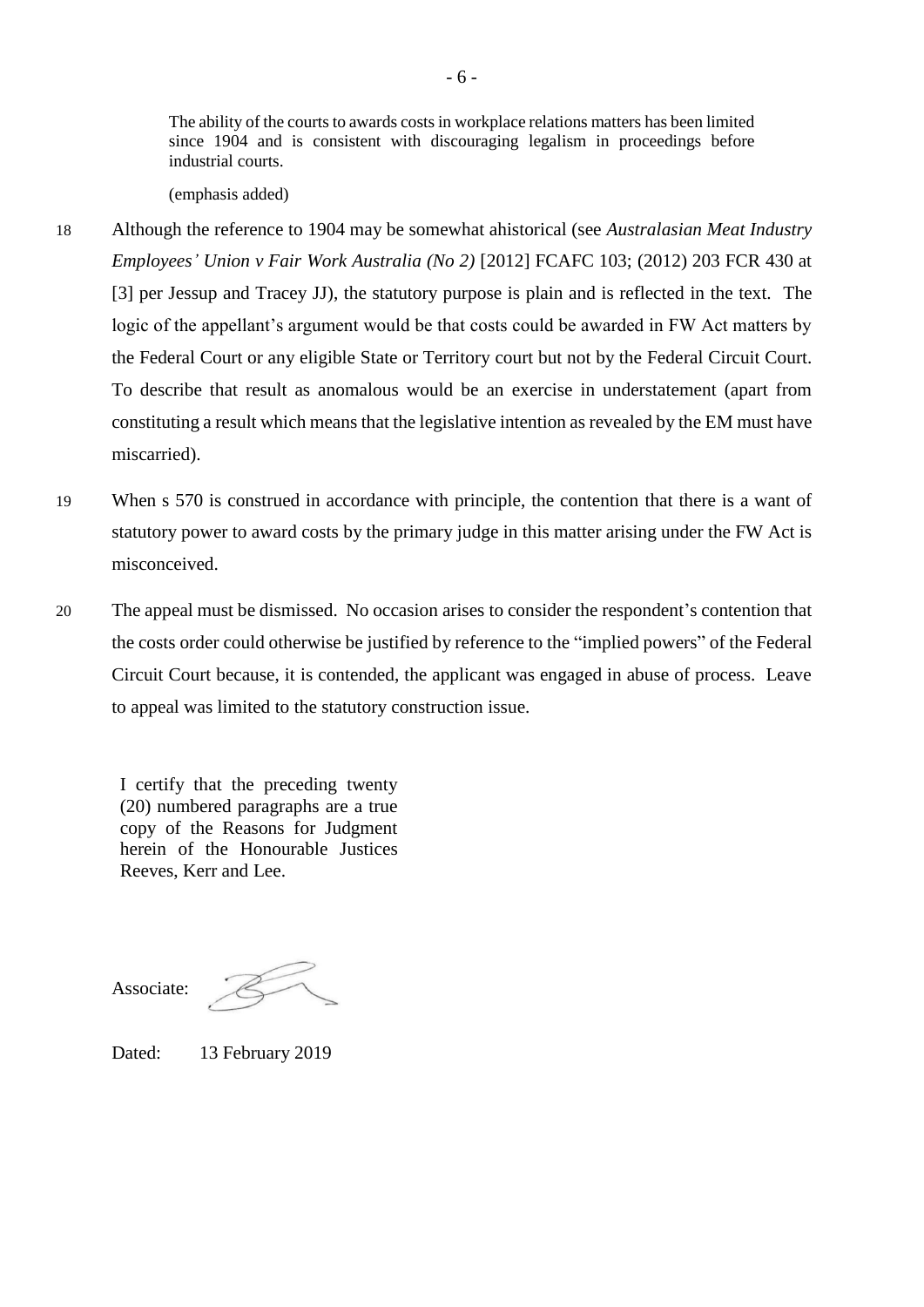> The ability of the courts to awards costs in workplace relations matters has been limited since 1904 and is consistent with discouraging legalism in proceedings before industrial courts.
>
> (emphasis added)

18 Although the reference to 1904 may be somewhat ahistorical (see *Australasian Meat Industry Employees' Union v Fair Work Australia (No 2)* [2012] FCAFC 103; (2012) 203 FCR 430 at [3] per Jessup and Tracey JJ), the statutory purpose is plain and is reflected in the text. The logic of the appellant's argument would be that costs could be awarded in FW Act matters by the Federal Court or any eligible State or Territory court but not by the Federal Circuit Court. To describe that result as anomalous would be an exercise in understatement (apart from constituting a result which means that the legislative intention as revealed by the EM must have miscarried).

19 When s 570 is construed in accordance with principle, the contention that there is a want of statutory power to award costs by the primary judge in this matter arising under the FW Act is misconceived.

20 The appeal must be dismissed. No occasion arises to consider the respondent's contention that the costs order could otherwise be justified by reference to the "implied powers" of the Federal Circuit Court because, it is contended, the applicant was engaged in abuse of process. Leave to appeal was limited to the statutory construction issue.

I certify that the preceding twenty (20) numbered paragraphs are a true copy of the Reasons for Judgment herein of the Honourable Justices Reeves, Kerr and Lee.

Associate:

Dated: 13 February 2019